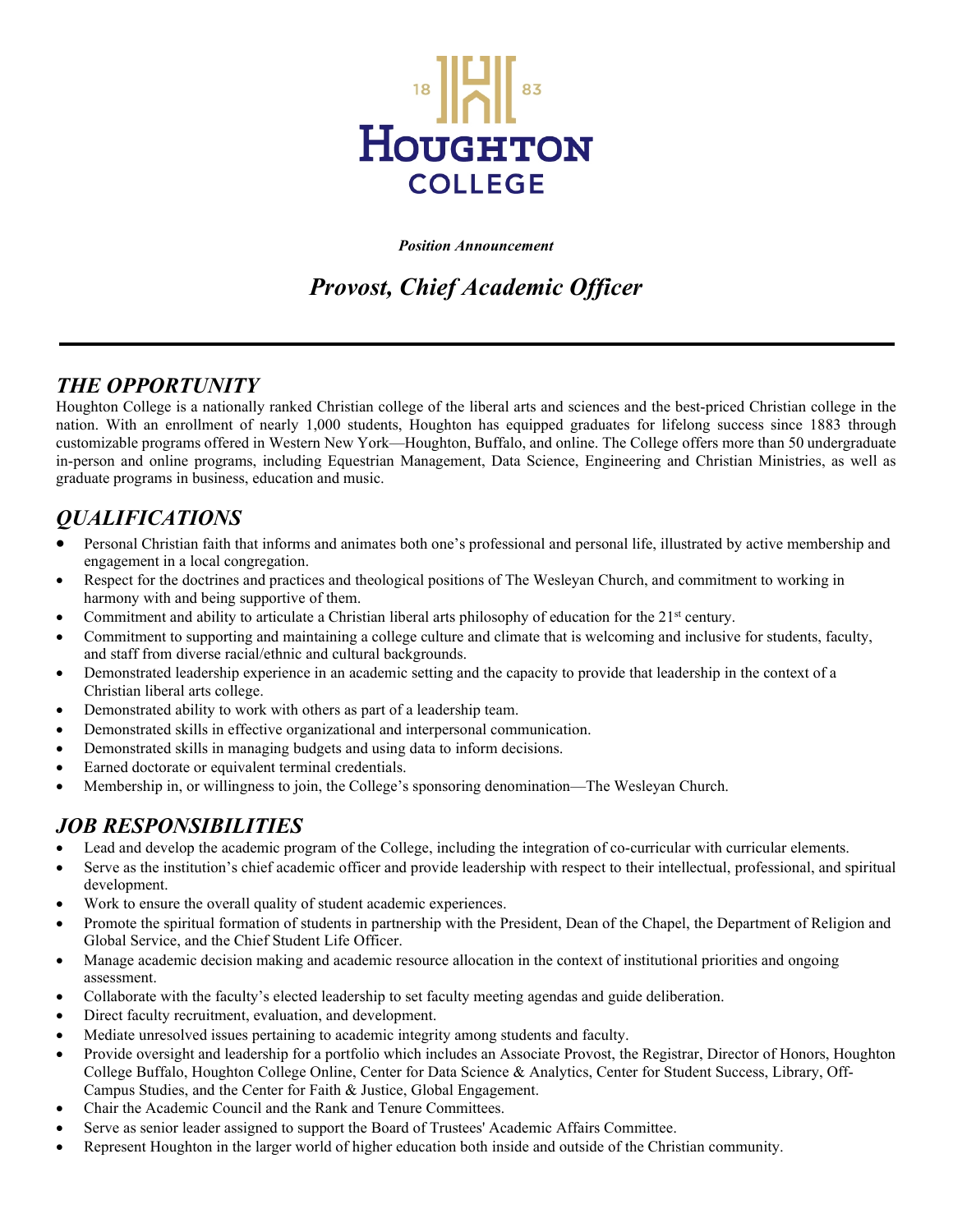# Houghton College

18 83

***Position Announcement***

## *Provost, Chief Academic Officer*

---

## *THE OPPORTUNITY*

Houghton College is a nationally ranked Christian college of the liberal arts and sciences and the best-priced Christian college in the nation. With an enrollment of nearly 1,000 students, Houghton has equipped graduates for lifelong success since 1883 through customizable programs offered in Western New York—Houghton, Buffalo, and online. The College offers more than 50 undergraduate in-person and online programs, including Equestrian Management, Data Science, Engineering and Christian Ministries, as well as graduate programs in business, education and music.

## *QUALIFICATIONS*

- Personal Christian faith that informs and animates both one's professional and personal life, illustrated by active membership and engagement in a local congregation.
- Respect for the doctrines and practices and theological positions of The Wesleyan Church, and commitment to working in harmony with and being supportive of them.
- Commitment and ability to articulate a Christian liberal arts philosophy of education for the 21st century.
- Commitment to supporting and maintaining a college culture and climate that is welcoming and inclusive for students, faculty, and staff from diverse racial/ethnic and cultural backgrounds.
- Demonstrated leadership experience in an academic setting and the capacity to provide that leadership in the context of a Christian liberal arts college.
- Demonstrated ability to work with others as part of a leadership team.
- Demonstrated skills in effective organizational and interpersonal communication.
- Demonstrated skills in managing budgets and using data to inform decisions.
- Earned doctorate or equivalent terminal credentials.
- Membership in, or willingness to join, the College's sponsoring denomination—The Wesleyan Church.

## *JOB RESPONSIBILITIES*

- Lead and develop the academic program of the College, including the integration of co-curricular with curricular elements.
- Serve as the institution's chief academic officer and provide leadership with respect to their intellectual, professional, and spiritual development.
- Work to ensure the overall quality of student academic experiences.
- Promote the spiritual formation of students in partnership with the President, Dean of the Chapel, the Department of Religion and Global Service, and the Chief Student Life Officer.
- Manage academic decision making and academic resource allocation in the context of institutional priorities and ongoing assessment.
- Collaborate with the faculty's elected leadership to set faculty meeting agendas and guide deliberation.
- Direct faculty recruitment, evaluation, and development.
- Mediate unresolved issues pertaining to academic integrity among students and faculty.
- Provide oversight and leadership for a portfolio which includes an Associate Provost, the Registrar, Director of Honors, Houghton College Buffalo, Houghton College Online, Center for Data Science & Analytics, Center for Student Success, Library, Off-Campus Studies, and the Center for Faith & Justice, Global Engagement.
- Chair the Academic Council and the Rank and Tenure Committees.
- Serve as senior leader assigned to support the Board of Trustees' Academic Affairs Committee.
- Represent Houghton in the larger world of higher education both inside and outside of the Christian community.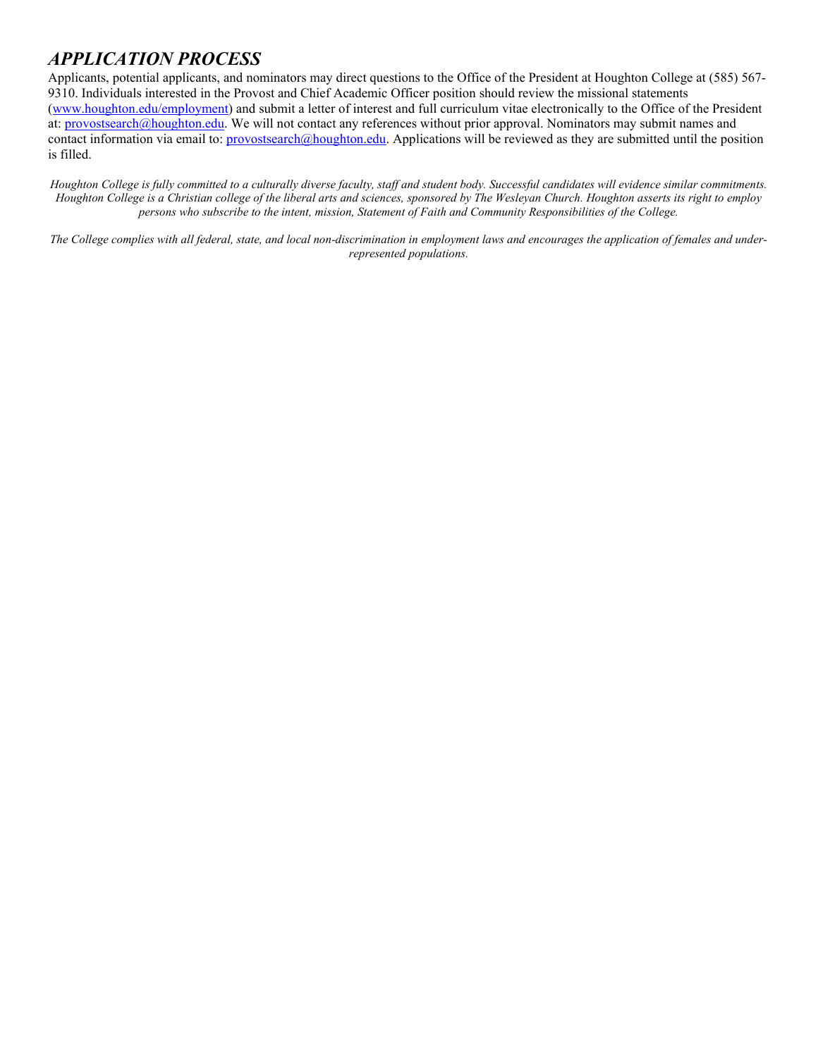## *APPLICATION PROCESS*

Applicants, potential applicants, and nominators may direct questions to the Office of the President at Houghton College at (585) 567-9310. Individuals interested in the Provost and Chief Academic Officer position should review the missional statements (www.houghton.edu/employment) and submit a letter of interest and full curriculum vitae electronically to the Office of the President at: provostsearch@houghton.edu. We will not contact any references without prior approval. Nominators may submit names and contact information via email to: provostsearch@houghton.edu. Applications will be reviewed as they are submitted until the position is filled.

*Houghton College is fully committed to a culturally diverse faculty, staff and student body. Successful candidates will evidence similar commitments. Houghton College is a Christian college of the liberal arts and sciences, sponsored by The Wesleyan Church. Houghton asserts its right to employ persons who subscribe to the intent, mission, Statement of Faith and Community Responsibilities of the College.*

*The College complies with all federal, state, and local non-discrimination in employment laws and encourages the application of females and under-represented populations.*